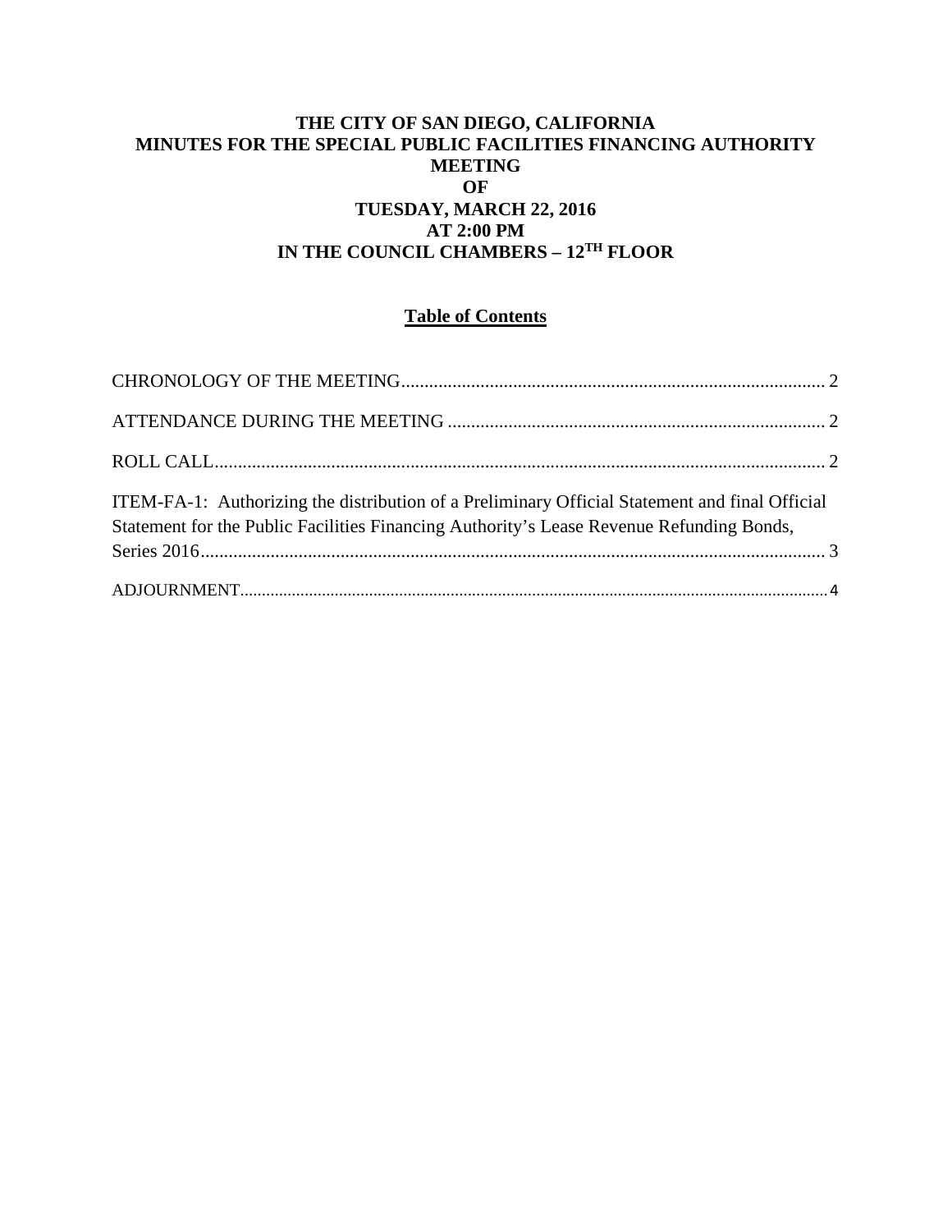# THE CITY OF SAN DIEGO, CALIFORNIA
# MINUTES FOR THE SPECIAL PUBLIC FACILITIES FINANCING AUTHORITY MEETING
# OF
# TUESDAY, MARCH 22, 2016
# AT 2:00 PM
# IN THE COUNCIL CHAMBERS – 12TH FLOOR

## Table of Contents

CHRONOLOGY OF THE MEETING .......................................................................................... 2

ATTENDANCE DURING THE MEETING .................................................................................. 2

ROLL CALL ................................................................................................................................... 2

ITEM-FA-1: Authorizing the distribution of a Preliminary Official Statement and final Official Statement for the Public Facilities Financing Authority's Lease Revenue Refunding Bonds, Series 2016 ...................................................................................................................................... 3

ADJOURNMENT ........................................................................................................................... 4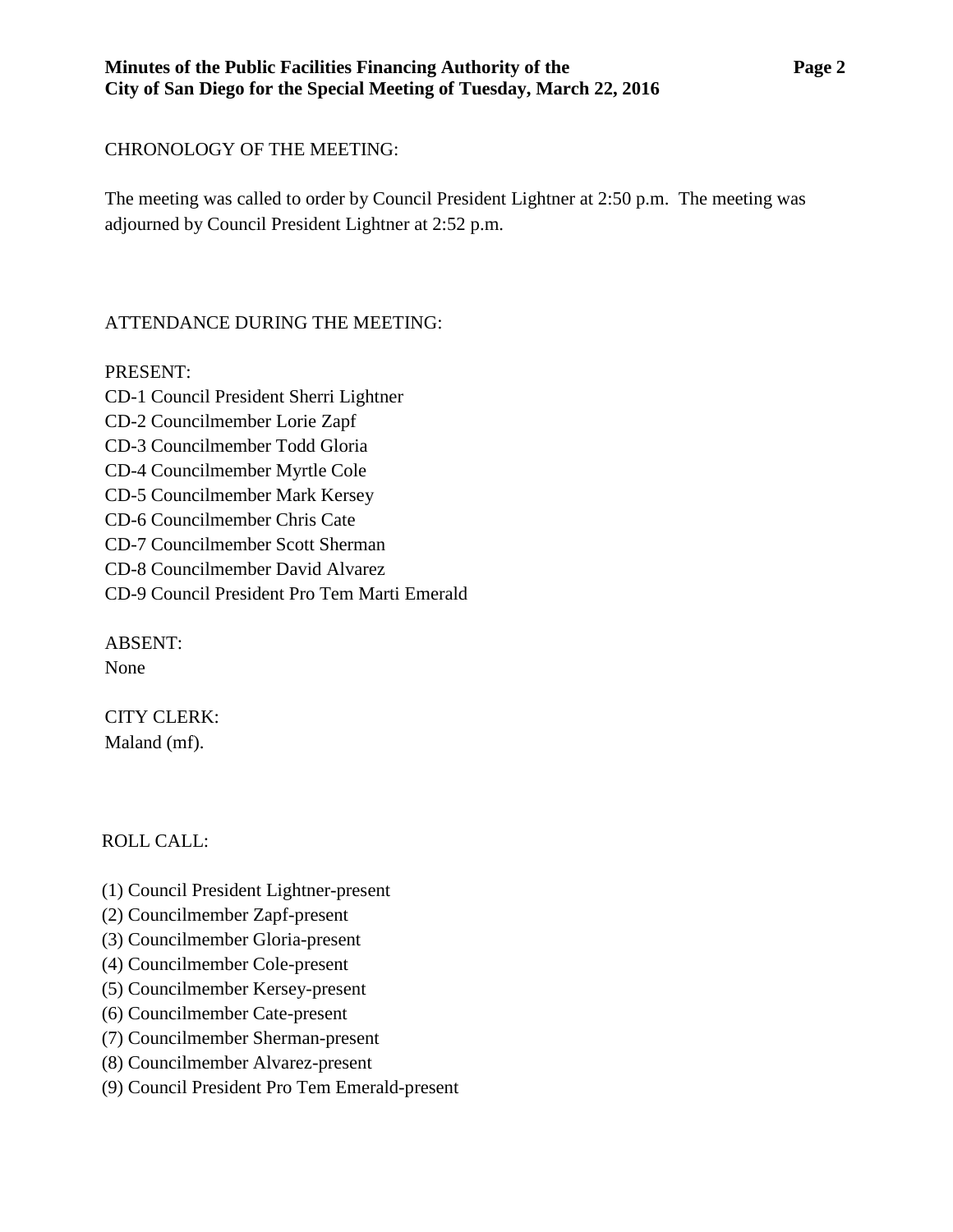CHRONOLOGY OF THE MEETING:

The meeting was called to order by Council President Lightner at 2:50 p.m. The meeting was adjourned by Council President Lightner at 2:52 p.m.

ATTENDANCE DURING THE MEETING:

PRESENT:
CD-1 Council President Sherri Lightner
CD-2 Councilmember Lorie Zapf
CD-3 Councilmember Todd Gloria
CD-4 Councilmember Myrtle Cole
CD-5 Councilmember Mark Kersey
CD-6 Councilmember Chris Cate
CD-7 Councilmember Scott Sherman
CD-8 Councilmember David Alvarez
CD-9 Council President Pro Tem Marti Emerald

ABSENT:
None

CITY CLERK:
Maland (mf).

ROLL CALL:

(1) Council President Lightner-present
(2) Councilmember Zapf-present
(3) Councilmember Gloria-present
(4) Councilmember Cole-present
(5) Councilmember Kersey-present
(6) Councilmember Cate-present
(7) Councilmember Sherman-present
(8) Councilmember Alvarez-present
(9) Council President Pro Tem Emerald-present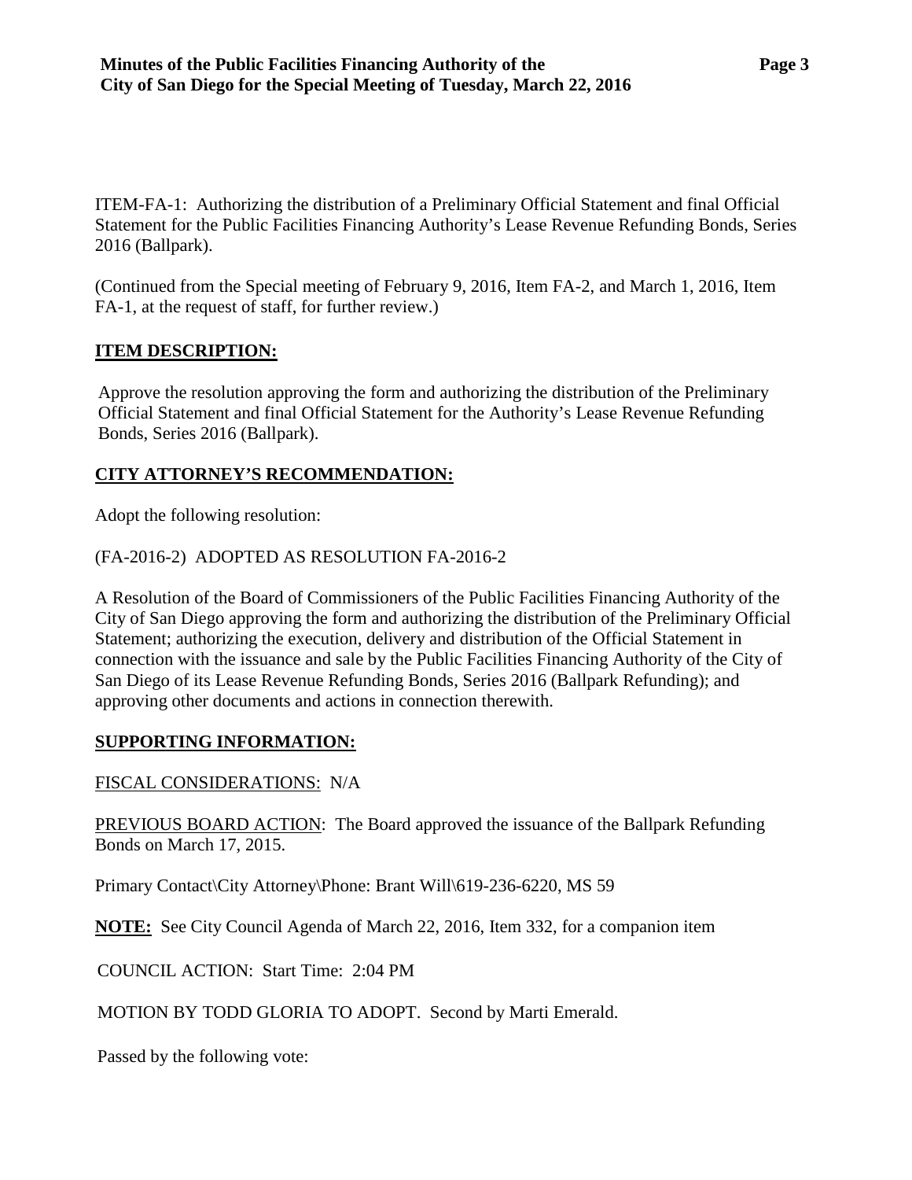ITEM-FA-1: Authorizing the distribution of a Preliminary Official Statement and final Official Statement for the Public Facilities Financing Authority's Lease Revenue Refunding Bonds, Series 2016 (Ballpark).

(Continued from the Special meeting of February 9, 2016, Item FA-2, and March 1, 2016, Item FA-1, at the request of staff, for further review.)

**ITEM DESCRIPTION:**

Approve the resolution approving the form and authorizing the distribution of the Preliminary Official Statement and final Official Statement for the Authority's Lease Revenue Refunding Bonds, Series 2016 (Ballpark).

**CITY ATTORNEY'S RECOMMENDATION:**

Adopt the following resolution:

(FA-2016-2) ADOPTED AS RESOLUTION FA-2016-2

A Resolution of the Board of Commissioners of the Public Facilities Financing Authority of the City of San Diego approving the form and authorizing the distribution of the Preliminary Official Statement; authorizing the execution, delivery and distribution of the Official Statement in connection with the issuance and sale by the Public Facilities Financing Authority of the City of San Diego of its Lease Revenue Refunding Bonds, Series 2016 (Ballpark Refunding); and approving other documents and actions in connection therewith.

**SUPPORTING INFORMATION:**

FISCAL CONSIDERATIONS: N/A

PREVIOUS BOARD ACTION: The Board approved the issuance of the Ballpark Refunding Bonds on March 17, 2015.

Primary Contact\City Attorney\Phone: Brant Will\619-236-6220, MS 59

**NOTE:** See City Council Agenda of March 22, 2016, Item 332, for a companion item

COUNCIL ACTION: Start Time: 2:04 PM

MOTION BY TODD GLORIA TO ADOPT. Second by Marti Emerald.

Passed by the following vote: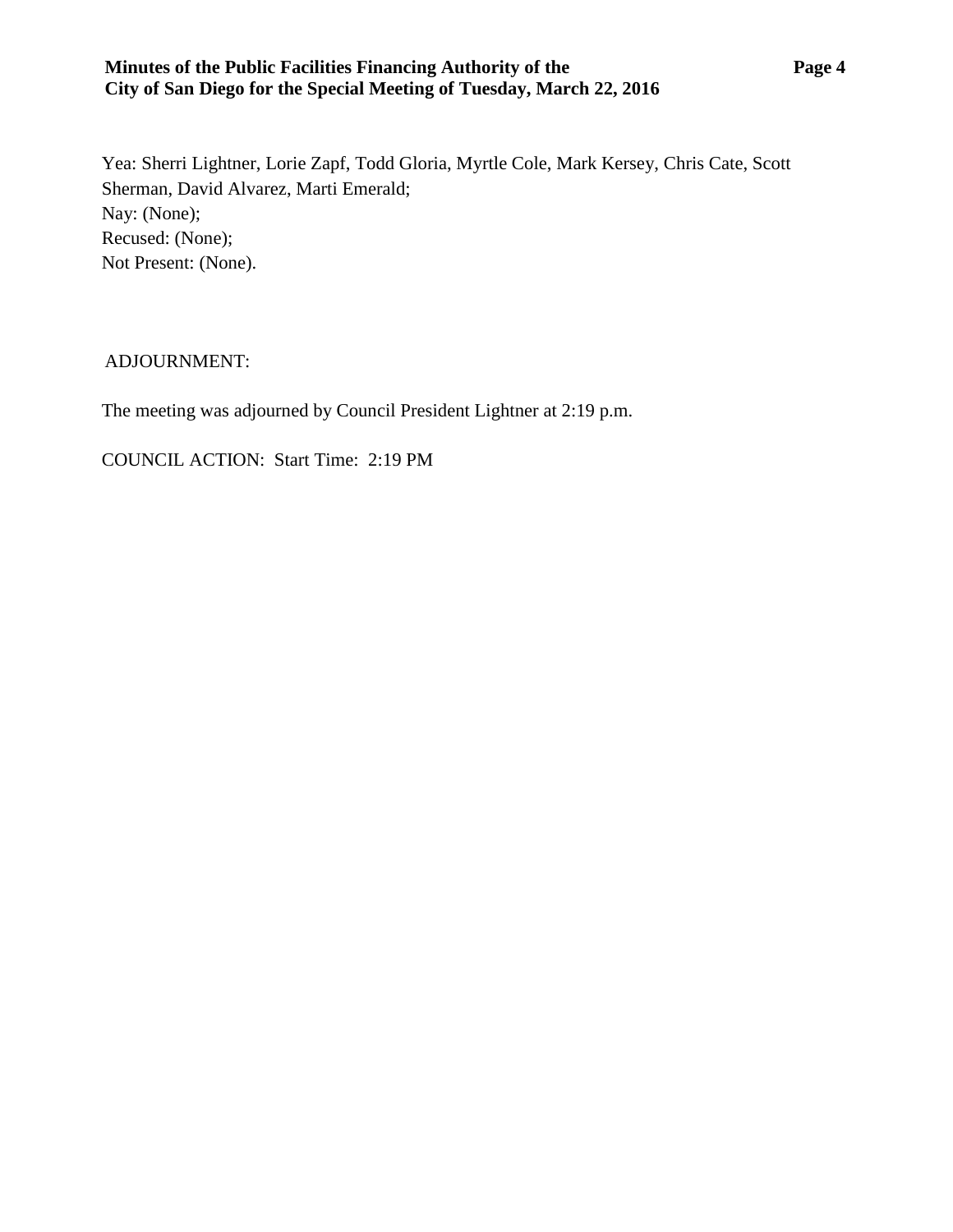Yea: Sherri Lightner, Lorie Zapf, Todd Gloria, Myrtle Cole, Mark Kersey, Chris Cate, Scott Sherman, David Alvarez, Marti Emerald;
Nay: (None);
Recused: (None);
Not Present: (None).

ADJOURNMENT:

The meeting was adjourned by Council President Lightner at 2:19 p.m.

COUNCIL ACTION: Start Time: 2:19 PM